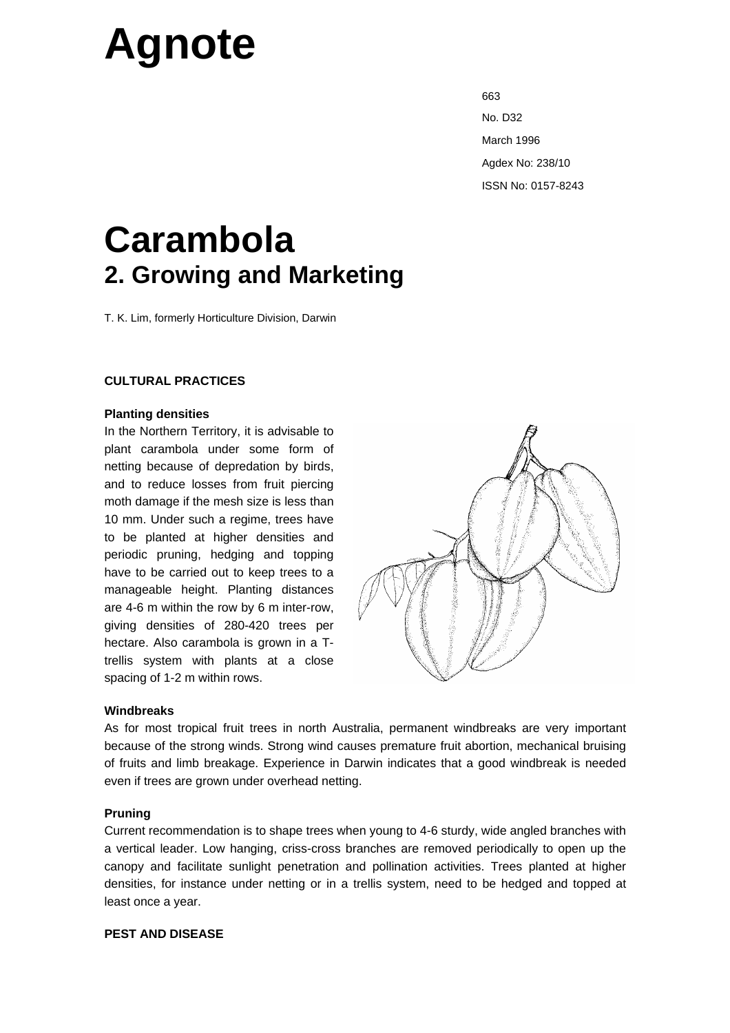# Agnote

663

No. D32

March 1996

Agdex No: 238/10

ISSN No: 0157-8243

# Carambola
## 2. Growing and Marketing

T. K. Lim, formerly Horticulture Division, Darwin

### CULTURAL PRACTICES

**Planting densities**

In the Northern Territory, it is advisable to plant carambola under some form of netting because of depredation by birds, and to reduce losses from fruit piercing moth damage if the mesh size is less than 10 mm. Under such a regime, trees have to be planted at higher densities and periodic pruning, hedging and topping have to be carried out to keep trees to a manageable height. Planting distances are 4-6 m within the row by 6 m inter-row, giving densities of 280-420 trees per hectare. Also carambola is grown in a T-trellis system with plants at a close spacing of 1-2 m within rows.

**Windbreaks**

As for most tropical fruit trees in north Australia, permanent windbreaks are very important because of the strong winds. Strong wind causes premature fruit abortion, mechanical bruising of fruits and limb breakage. Experience in Darwin indicates that a good windbreak is needed even if trees are grown under overhead netting.

**Pruning**

Current recommendation is to shape trees when young to 4-6 sturdy, wide angled branches with a vertical leader. Low hanging, criss-cross branches are removed periodically to open up the canopy and facilitate sunlight penetration and pollination activities. Trees planted at higher densities, for instance under netting or in a trellis system, need to be hedged and topped at least once a year.

### PEST AND DISEASE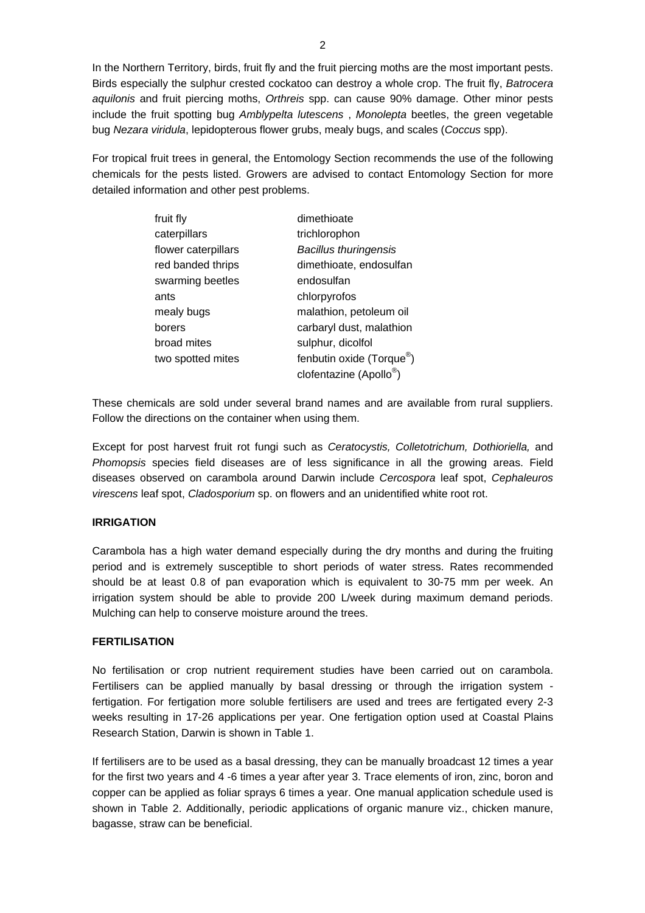In the Northern Territory, birds, fruit fly and the fruit piercing moths are the most important pests. Birds especially the sulphur crested cockatoo can destroy a whole crop. The fruit fly, *Batrocera aquilonis* and fruit piercing moths, *Orthreis* spp. can cause 90% damage. Other minor pests include the fruit spotting bug *Amblypelta lutescens* , *Monolepta* beetles, the green vegetable bug *Nezara viridula*, lepidopterous flower grubs, mealy bugs, and scales (*Coccus* spp).

For tropical fruit trees in general, the Entomology Section recommends the use of the following chemicals for the pests listed. Growers are advised to contact Entomology Section for more detailed information and other pest problems.

| | |
|---|---|
| fruit fly | dimethioate |
| caterpillars | trichlorophon |
| flower caterpillars | *Bacillus thuringensis* |
| red banded thrips | dimethioate, endosulfan |
| swarming beetles | endosulfan |
| ants | chlorpyrofos |
| mealy bugs | malathion, petoleum oil |
| borers | carbaryl dust, malathion |
| broad mites | sulphur, dicolfol |
| two spotted mites | fenbutin oxide (Torque®) |
| | clofentazine (Apollo®) |

These chemicals are sold under several brand names and are available from rural suppliers. Follow the directions on the container when using them.

Except for post harvest fruit rot fungi such as *Ceratocystis, Colletotrichum, Dothioriella,* and *Phomopsis* species field diseases are of less significance in all the growing areas. Field diseases observed on carambola around Darwin include *Cercospora* leaf spot, *Cephaleuros virescens* leaf spot, *Cladosporium* sp. on flowers and an unidentified white root rot.

## IRRIGATION

Carambola has a high water demand especially during the dry months and during the fruiting period and is extremely susceptible to short periods of water stress. Rates recommended should be at least 0.8 of pan evaporation which is equivalent to 30-75 mm per week. An irrigation system should be able to provide 200 L/week during maximum demand periods. Mulching can help to conserve moisture around the trees.

## FERTILISATION

No fertilisation or crop nutrient requirement studies have been carried out on carambola. Fertilisers can be applied manually by basal dressing or through the irrigation system - fertigation. For fertigation more soluble fertilisers are used and trees are fertigated every 2-3 weeks resulting in 17-26 applications per year. One fertigation option used at Coastal Plains Research Station, Darwin is shown in Table 1.

If fertilisers are to be used as a basal dressing, they can be manually broadcast 12 times a year for the first two years and 4 -6 times a year after year 3. Trace elements of iron, zinc, boron and copper can be applied as foliar sprays 6 times a year. One manual application schedule used is shown in Table 2. Additionally, periodic applications of organic manure viz., chicken manure, bagasse, straw can be beneficial.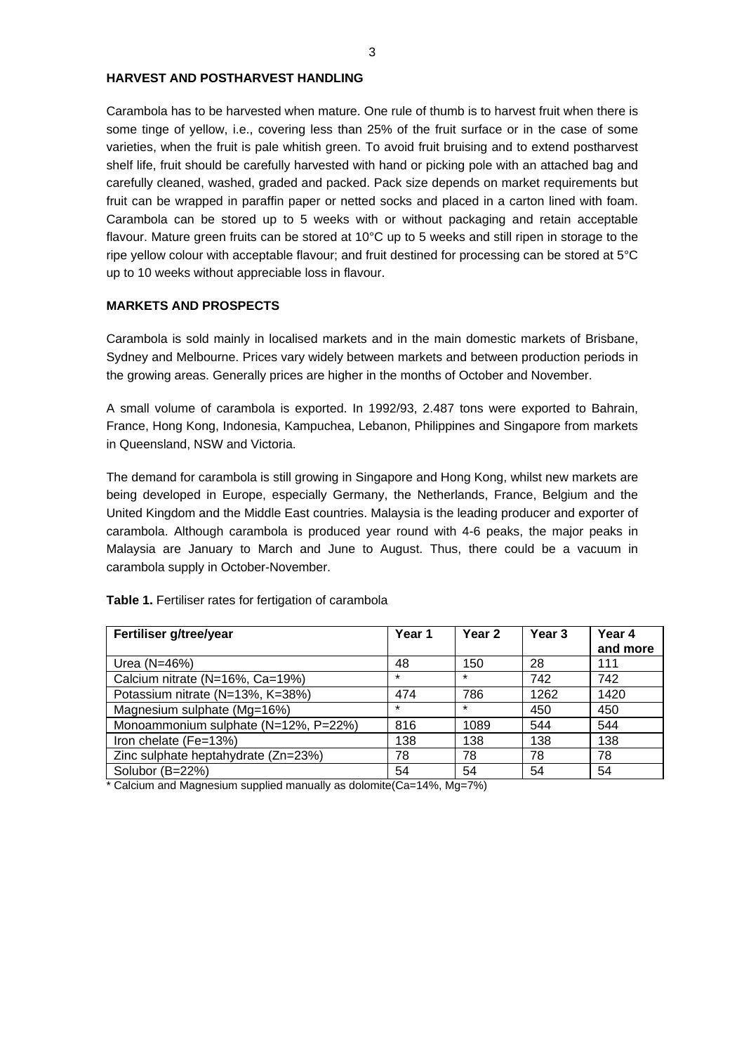## HARVEST AND POSTHARVEST HANDLING

Carambola has to be harvested when mature. One rule of thumb is to harvest fruit when there is some tinge of yellow, i.e., covering less than 25% of the fruit surface or in the case of some varieties, when the fruit is pale whitish green. To avoid fruit bruising and to extend postharvest shelf life, fruit should be carefully harvested with hand or picking pole with an attached bag and carefully cleaned, washed, graded and packed. Pack size depends on market requirements but fruit can be wrapped in paraffin paper or netted socks and placed in a carton lined with foam. Carambola can be stored up to 5 weeks with or without packaging and retain acceptable flavour. Mature green fruits can be stored at 10°C up to 5 weeks and still ripen in storage to the ripe yellow colour with acceptable flavour; and fruit destined for processing can be stored at 5°C up to 10 weeks without appreciable loss in flavour.

## MARKETS AND PROSPECTS

Carambola is sold mainly in localised markets and in the main domestic markets of Brisbane, Sydney and Melbourne. Prices vary widely between markets and between production periods in the growing areas. Generally prices are higher in the months of October and November.

A small volume of carambola is exported. In 1992/93, 2.487 tons were exported to Bahrain, France, Hong Kong, Indonesia, Kampuchea, Lebanon, Philippines and Singapore from markets in Queensland, NSW and Victoria.

The demand for carambola is still growing in Singapore and Hong Kong, whilst new markets are being developed in Europe, especially Germany, the Netherlands, France, Belgium and the United Kingdom and the Middle East countries. Malaysia is the leading producer and exporter of carambola. Although carambola is produced year round with 4-6 peaks, the major peaks in Malaysia are January to March and June to August. Thus, there could be a vacuum in carambola supply in October-November.

**Table 1.** Fertiliser rates for fertigation of carambola

| Fertiliser g/tree/year | Year 1 | Year 2 | Year 3 | Year 4 and more |
|---|---|---|---|---|
| Urea (N=46%) | 48 | 150 | 28 | 111 |
| Calcium nitrate (N=16%, Ca=19%) | * | * | 742 | 742 |
| Potassium nitrate (N=13%, K=38%) | 474 | 786 | 1262 | 1420 |
| Magnesium sulphate (Mg=16%) | * | * | 450 | 450 |
| Monoammonium sulphate (N=12%, P=22%) | 816 | 1089 | 544 | 544 |
| Iron chelate (Fe=13%) | 138 | 138 | 138 | 138 |
| Zinc sulphate heptahydrate (Zn=23%) | 78 | 78 | 78 | 78 |
| Solubor (B=22%) | 54 | 54 | 54 | 54 |

* Calcium and Magnesium supplied manually as dolomite(Ca=14%, Mg=7%)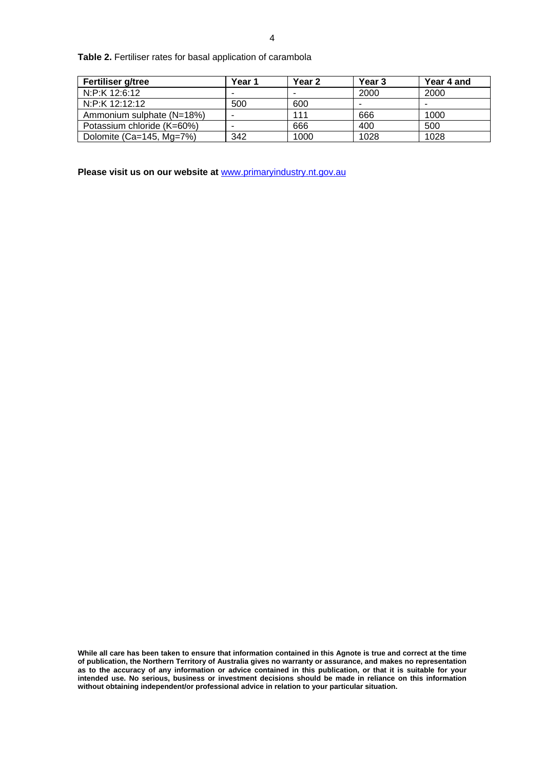**Table 2.** Fertiliser rates for basal application of carambola

| Fertiliser g/tree | Year 1 | Year 2 | Year 3 | Year 4 and |
|---|---|---|---|---|
| N:P:K 12:6:12 | - | - | 2000 | 2000 |
| N:P:K 12:12:12 | 500 | 600 | - | - |
| Ammonium sulphate (N=18%) | - | 111 | 666 | 1000 |
| Potassium chloride (K=60%) | - | 666 | 400 | 500 |
| Dolomite (Ca=145, Mg=7%) | 342 | 1000 | 1028 | 1028 |

**Please visit us on our website at** www.primaryindustry.nt.gov.au

**While all care has been taken to ensure that information contained in this Agnote is true and correct at the time of publication, the Northern Territory of Australia gives no warranty or assurance, and makes no representation as to the accuracy of any information or advice contained in this publication, or that it is suitable for your intended use. No serious, business or investment decisions should be made in reliance on this information without obtaining independent/or professional advice in relation to your particular situation.**